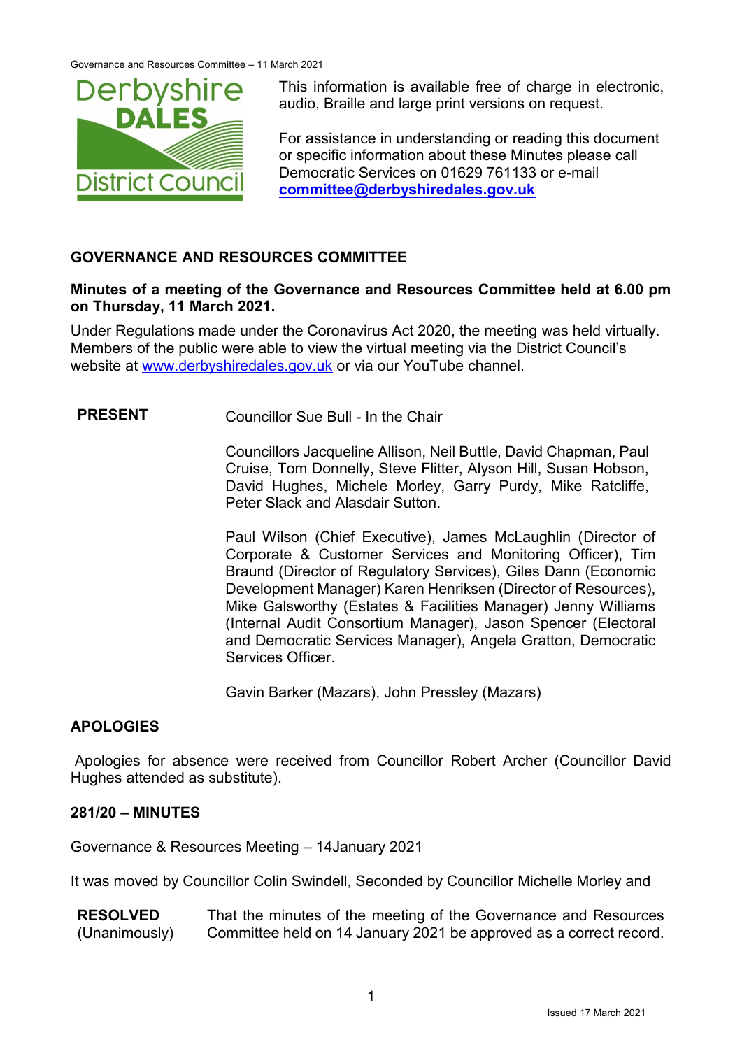This information is available free of charge in electronic, audio, Braille and large print versions on request.

For assistance in understanding or reading this document or specific information about these Minutes please call Democratic Services on 01629 761133 or e-mail **committee@derbyshiredales.gov.uk**

## GOVERNANCE AND RESOURCES COMMITTEE

**Minutes of a meeting of the Governance and Resources Committee held at 6.00 pm on Thursday, 11 March 2021.**

Under Regulations made under the Coronavirus Act 2020, the meeting was held virtually. Members of the public were able to view the virtual meeting via the District Council's website at www.derbyshiredales.gov.uk or via our YouTube channel.

**PRESENT** Councillor Sue Bull - In the Chair

Councillors Jacqueline Allison, Neil Buttle, David Chapman, Paul Cruise, Tom Donnelly, Steve Flitter, Alyson Hill, Susan Hobson, David Hughes, Michele Morley, Garry Purdy, Mike Ratcliffe, Peter Slack and Alasdair Sutton.

Paul Wilson (Chief Executive), James McLaughlin (Director of Corporate & Customer Services and Monitoring Officer), Tim Braund (Director of Regulatory Services), Giles Dann (Economic Development Manager) Karen Henriksen (Director of Resources), Mike Galsworthy (Estates & Facilities Manager) Jenny Williams (Internal Audit Consortium Manager), Jason Spencer (Electoral and Democratic Services Manager), Angela Gratton, Democratic Services Officer.

Gavin Barker (Mazars), John Pressley (Mazars)

### APOLOGIES

Apologies for absence were received from Councillor Robert Archer (Councillor David Hughes attended as substitute).

### 281/20 – MINUTES

Governance & Resources Meeting – 14January 2021

It was moved by Councillor Colin Swindell, Seconded by Councillor Michelle Morley and

**RESOLVED** (Unanimously) That the minutes of the meeting of the Governance and Resources Committee held on 14 January 2021 be approved as a correct record.

Issued 17 March 2021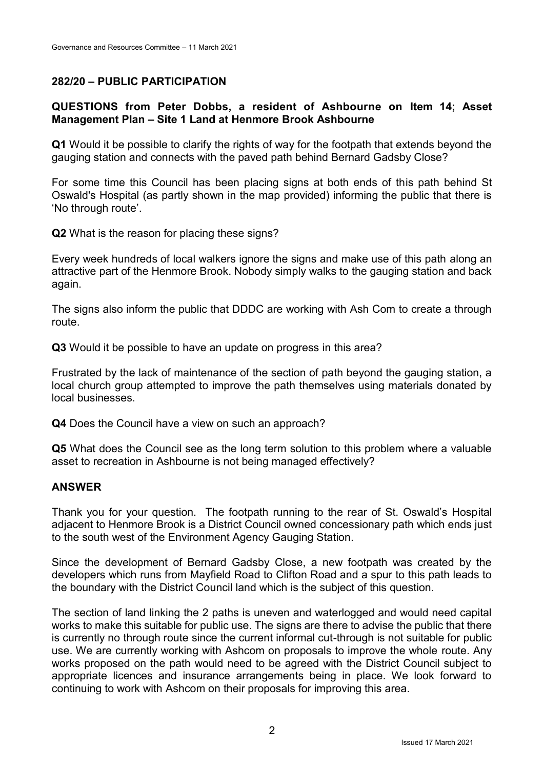## 282/20 – PUBLIC PARTICIPATION

### QUESTIONS from Peter Dobbs, a resident of Ashbourne on Item 14; Asset Management Plan – Site 1 Land at Henmore Brook Ashbourne

**Q1** Would it be possible to clarify the rights of way for the footpath that extends beyond the gauging station and connects with the paved path behind Bernard Gadsby Close?

For some time this Council has been placing signs at both ends of this path behind St Oswald's Hospital (as partly shown in the map provided) informing the public that there is 'No through route'.

**Q2** What is the reason for placing these signs?

Every week hundreds of local walkers ignore the signs and make use of this path along an attractive part of the Henmore Brook. Nobody simply walks to the gauging station and back again.

The signs also inform the public that DDDC are working with Ash Com to create a through route.

**Q3** Would it be possible to have an update on progress in this area?

Frustrated by the lack of maintenance of the section of path beyond the gauging station, a local church group attempted to improve the path themselves using materials donated by local businesses.

**Q4** Does the Council have a view on such an approach?

**Q5** What does the Council see as the long term solution to this problem where a valuable asset to recreation in Ashbourne is not being managed effectively?

### ANSWER

Thank you for your question. The footpath running to the rear of St. Oswald's Hospital adjacent to Henmore Brook is a District Council owned concessionary path which ends just to the south west of the Environment Agency Gauging Station.

Since the development of Bernard Gadsby Close, a new footpath was created by the developers which runs from Mayfield Road to Clifton Road and a spur to this path leads to the boundary with the District Council land which is the subject of this question.

The section of land linking the 2 paths is uneven and waterlogged and would need capital works to make this suitable for public use. The signs are there to advise the public that there is currently no through route since the current informal cut-through is not suitable for public use. We are currently working with Ashcom on proposals to improve the whole route. Any works proposed on the path would need to be agreed with the District Council subject to appropriate licences and insurance arrangements being in place. We look forward to continuing to work with Ashcom on their proposals for improving this area.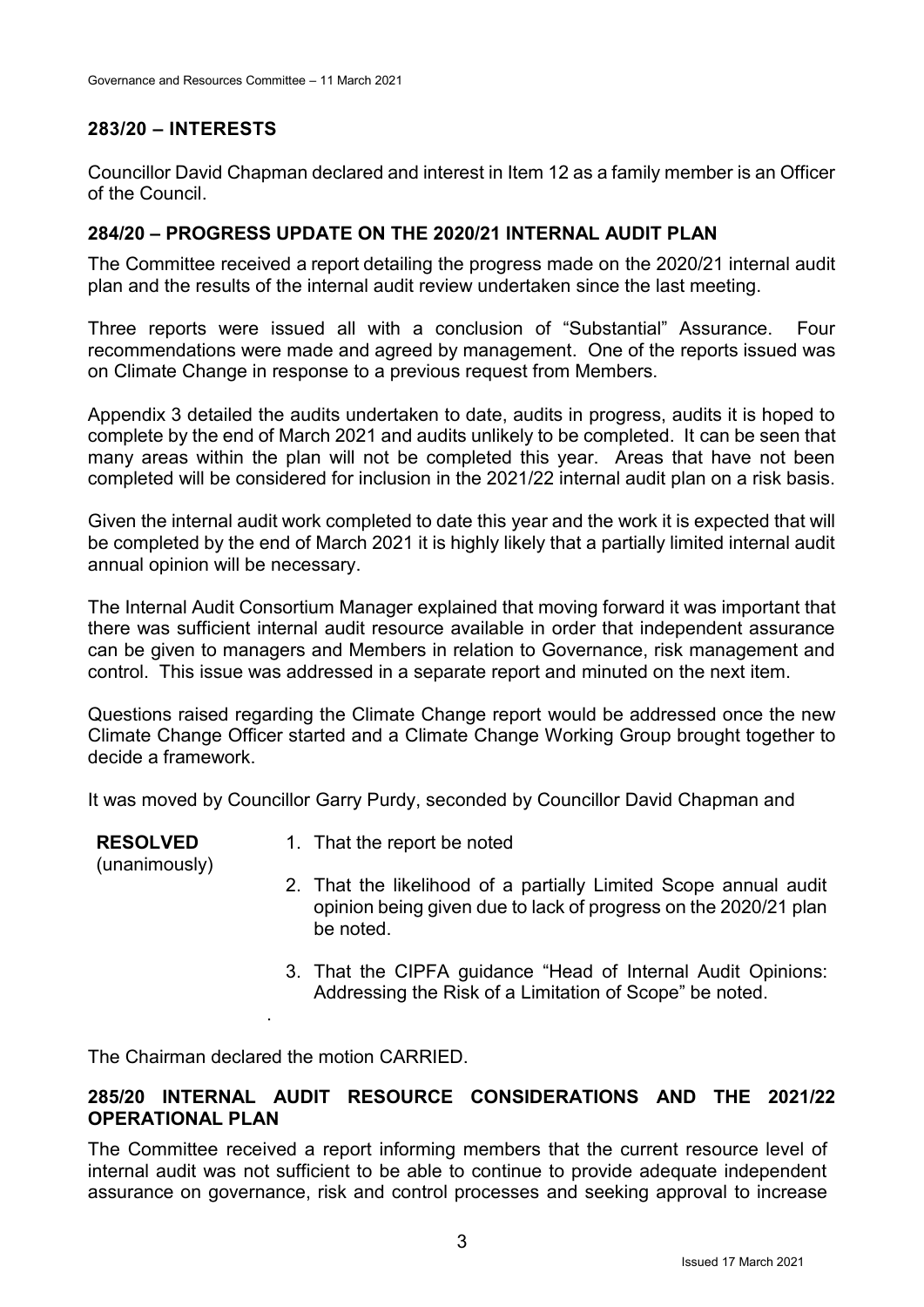## 283/20 – INTERESTS

Councillor David Chapman declared and interest in Item 12 as a family member is an Officer of the Council.

## 284/20 – PROGRESS UPDATE ON THE 2020/21 INTERNAL AUDIT PLAN

The Committee received a report detailing the progress made on the 2020/21 internal audit plan and the results of the internal audit review undertaken since the last meeting.

Three reports were issued all with a conclusion of "Substantial" Assurance. Four recommendations were made and agreed by management. One of the reports issued was on Climate Change in response to a previous request from Members.

Appendix 3 detailed the audits undertaken to date, audits in progress, audits it is hoped to complete by the end of March 2021 and audits unlikely to be completed. It can be seen that many areas within the plan will not be completed this year. Areas that have not been completed will be considered for inclusion in the 2021/22 internal audit plan on a risk basis.

Given the internal audit work completed to date this year and the work it is expected that will be completed by the end of March 2021 it is highly likely that a partially limited internal audit annual opinion will be necessary.

The Internal Audit Consortium Manager explained that moving forward it was important that there was sufficient internal audit resource available in order that independent assurance can be given to managers and Members in relation to Governance, risk management and control. This issue was addressed in a separate report and minuted on the next item.

Questions raised regarding the Climate Change report would be addressed once the new Climate Change Officer started and a Climate Change Working Group brought together to decide a framework.

It was moved by Councillor Garry Purdy, seconded by Councillor David Chapman and

**RESOLVED** (unanimously)

1. That the report be noted
2. That the likelihood of a partially Limited Scope annual audit opinion being given due to lack of progress on the 2020/21 plan be noted.
3. That the CIPFA guidance "Head of Internal Audit Opinions: Addressing the Risk of a Limitation of Scope" be noted.

The Chairman declared the motion CARRIED.

## 285/20 INTERNAL AUDIT RESOURCE CONSIDERATIONS AND THE 2021/22 OPERATIONAL PLAN

The Committee received a report informing members that the current resource level of internal audit was not sufficient to be able to continue to provide adequate independent assurance on governance, risk and control processes and seeking approval to increase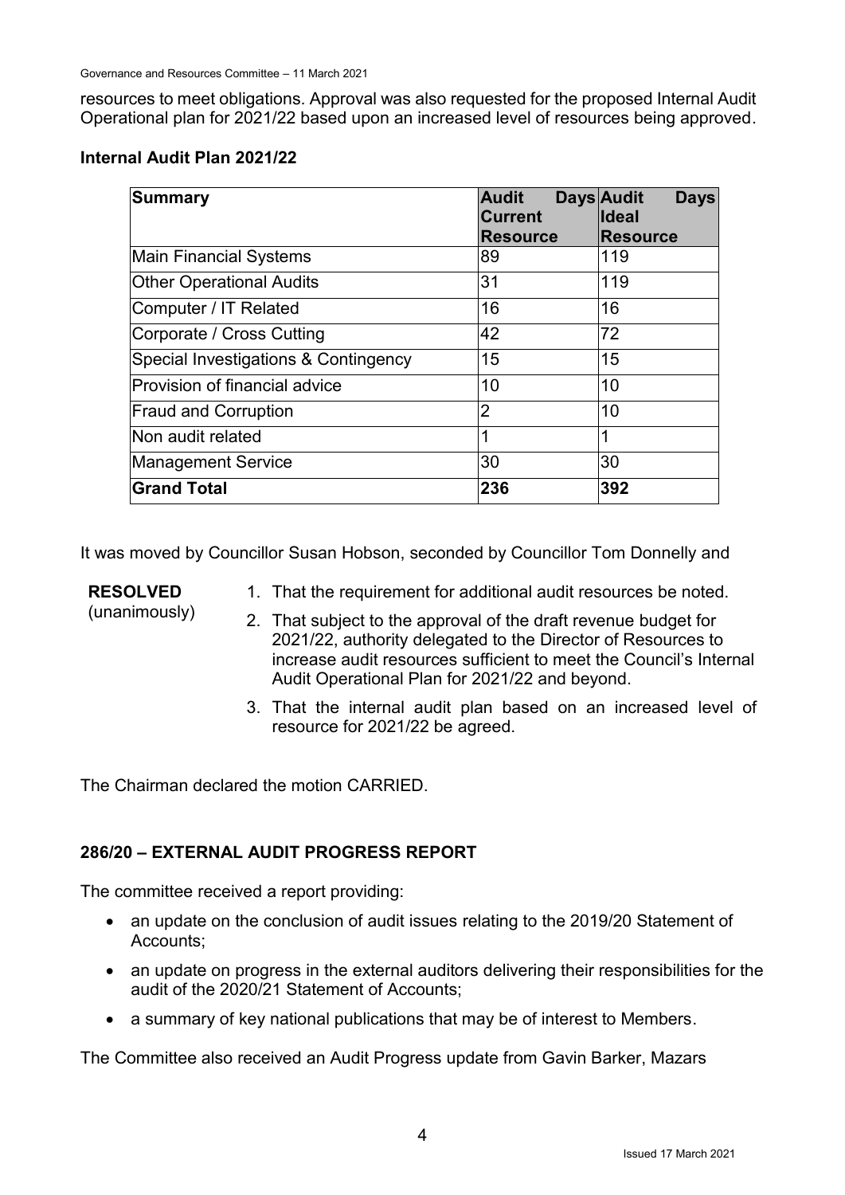resources to meet obligations. Approval was also requested for the proposed Internal Audit Operational plan for 2021/22 based upon an increased level of resources being approved.

**Internal Audit Plan 2021/22**

| Summary | Audit Days Current Resource | Audit Days Ideal Resource |
|---|---|---|
| Main Financial Systems | 89 | 119 |
| Other Operational Audits | 31 | 119 |
| Computer / IT Related | 16 | 16 |
| Corporate / Cross Cutting | 42 | 72 |
| Special Investigations & Contingency | 15 | 15 |
| Provision of financial advice | 10 | 10 |
| Fraud and Corruption | 2 | 10 |
| Non audit related | 1 | 1 |
| Management Service | 30 | 30 |
| **Grand Total** | **236** | **392** |

It was moved by Councillor Susan Hobson, seconded by Councillor Tom Donnelly and

**RESOLVED** (unanimously)

1. That the requirement for additional audit resources be noted.
2. That subject to the approval of the draft revenue budget for 2021/22, authority delegated to the Director of Resources to increase audit resources sufficient to meet the Council's Internal Audit Operational Plan for 2021/22 and beyond.
3. That the internal audit plan based on an increased level of resource for 2021/22 be agreed.

The Chairman declared the motion CARRIED.

**286/20 – EXTERNAL AUDIT PROGRESS REPORT**

The committee received a report providing:

- an update on the conclusion of audit issues relating to the 2019/20 Statement of Accounts;
- an update on progress in the external auditors delivering their responsibilities for the audit of the 2020/21 Statement of Accounts;
- a summary of key national publications that may be of interest to Members.

The Committee also received an Audit Progress update from Gavin Barker, Mazars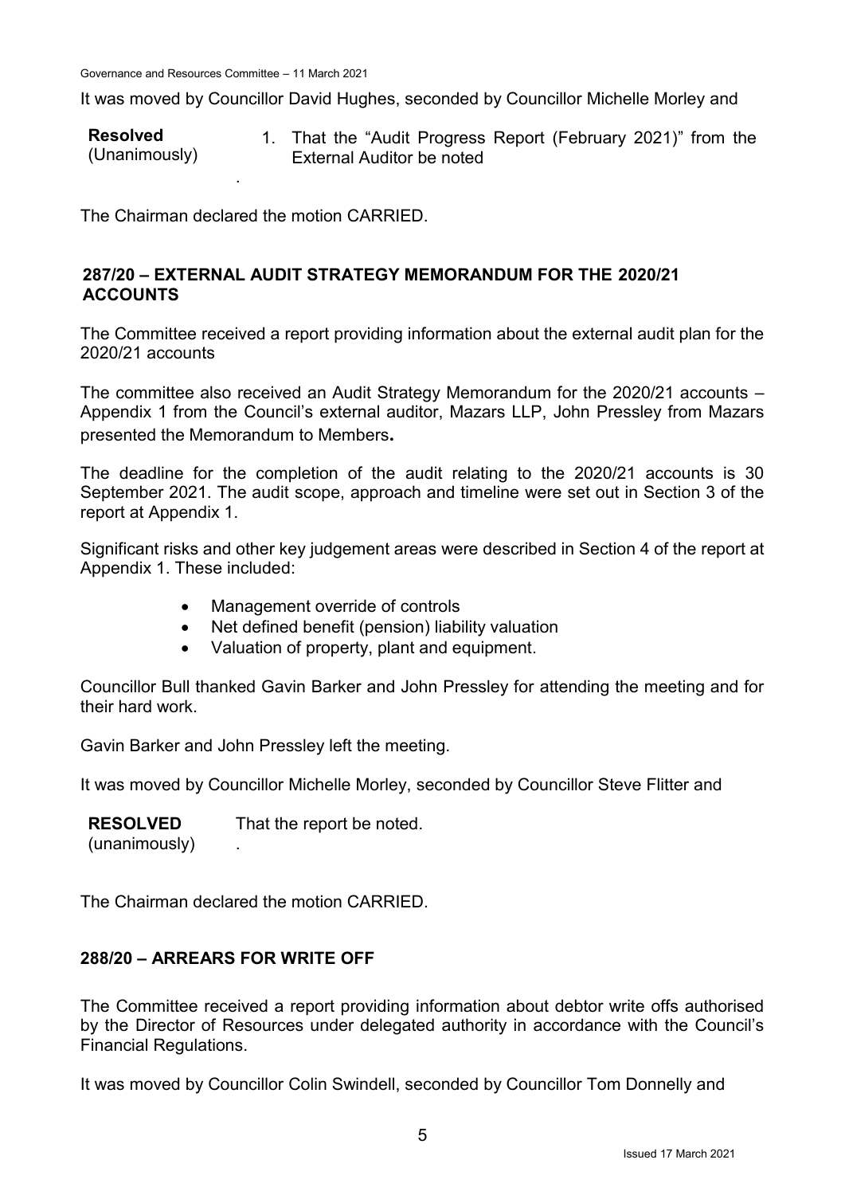It was moved by Councillor David Hughes, seconded by Councillor Michelle Morley and

**Resolved** (Unanimously)

1. That the "Audit Progress Report (February 2021)" from the External Auditor be noted

.

The Chairman declared the motion CARRIED.

## 287/20 – EXTERNAL AUDIT STRATEGY MEMORANDUM FOR THE 2020/21 ACCOUNTS

The Committee received a report providing information about the external audit plan for the 2020/21 accounts

The committee also received an Audit Strategy Memorandum for the 2020/21 accounts – Appendix 1 from the Council's external auditor, Mazars LLP, John Pressley from Mazars presented the Memorandum to Members**.**

The deadline for the completion of the audit relating to the 2020/21 accounts is 30 September 2021. The audit scope, approach and timeline were set out in Section 3 of the report at Appendix 1.

Significant risks and other key judgement areas were described in Section 4 of the report at Appendix 1. These included:

- Management override of controls
- Net defined benefit (pension) liability valuation
- Valuation of property, plant and equipment.

Councillor Bull thanked Gavin Barker and John Pressley for attending the meeting and for their hard work.

Gavin Barker and John Pressley left the meeting.

It was moved by Councillor Michelle Morley, seconded by Councillor Steve Flitter and

**RESOLVED** (unanimously)

That the report be noted.

.

The Chairman declared the motion CARRIED.

## 288/20 – ARREARS FOR WRITE OFF

The Committee received a report providing information about debtor write offs authorised by the Director of Resources under delegated authority in accordance with the Council's Financial Regulations.

It was moved by Councillor Colin Swindell, seconded by Councillor Tom Donnelly and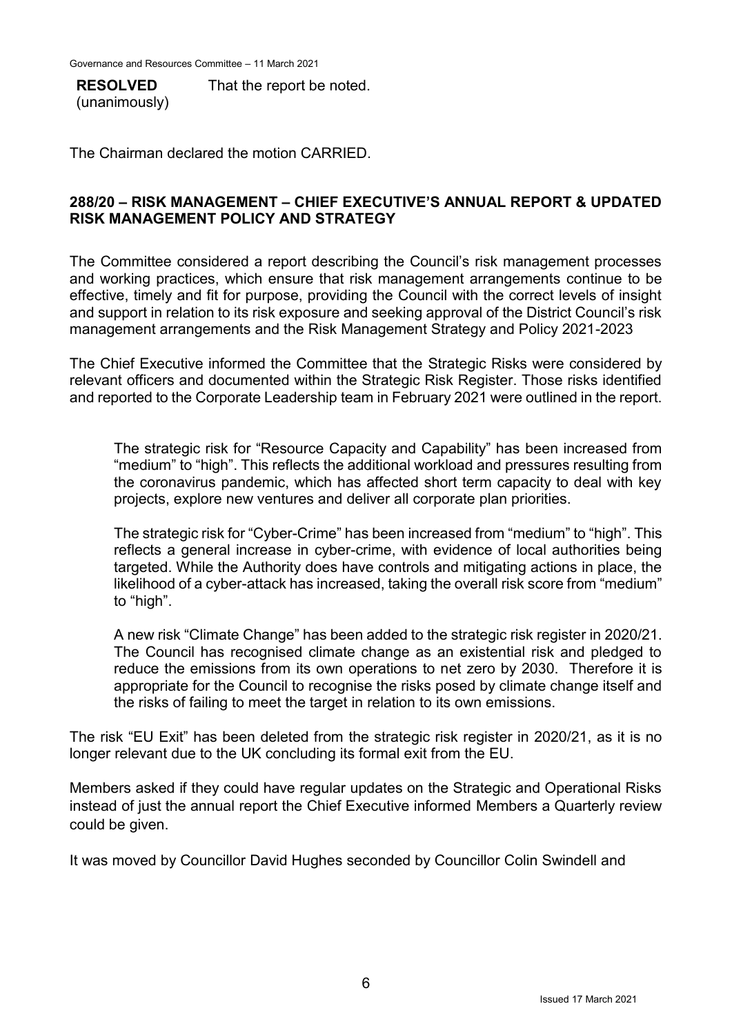**RESOLVED** (unanimously) That the report be noted.

The Chairman declared the motion CARRIED.

## 288/20 – RISK MANAGEMENT – CHIEF EXECUTIVE'S ANNUAL REPORT & UPDATED RISK MANAGEMENT POLICY AND STRATEGY

The Committee considered a report describing the Council's risk management processes and working practices, which ensure that risk management arrangements continue to be effective, timely and fit for purpose, providing the Council with the correct levels of insight and support in relation to its risk exposure and seeking approval of the District Council's risk management arrangements and the Risk Management Strategy and Policy 2021-2023

The Chief Executive informed the Committee that the Strategic Risks were considered by relevant officers and documented within the Strategic Risk Register. Those risks identified and reported to the Corporate Leadership team in February 2021 were outlined in the report.

> The strategic risk for "Resource Capacity and Capability" has been increased from "medium" to "high". This reflects the additional workload and pressures resulting from the coronavirus pandemic, which has affected short term capacity to deal with key projects, explore new ventures and deliver all corporate plan priorities.
>
> The strategic risk for "Cyber-Crime" has been increased from "medium" to "high". This reflects a general increase in cyber-crime, with evidence of local authorities being targeted. While the Authority does have controls and mitigating actions in place, the likelihood of a cyber-attack has increased, taking the overall risk score from "medium" to "high".
>
> A new risk "Climate Change" has been added to the strategic risk register in 2020/21. The Council has recognised climate change as an existential risk and pledged to reduce the emissions from its own operations to net zero by 2030. Therefore it is appropriate for the Council to recognise the risks posed by climate change itself and the risks of failing to meet the target in relation to its own emissions.

The risk "EU Exit" has been deleted from the strategic risk register in 2020/21, as it is no longer relevant due to the UK concluding its formal exit from the EU.

Members asked if they could have regular updates on the Strategic and Operational Risks instead of just the annual report the Chief Executive informed Members a Quarterly review could be given.

It was moved by Councillor David Hughes seconded by Councillor Colin Swindell and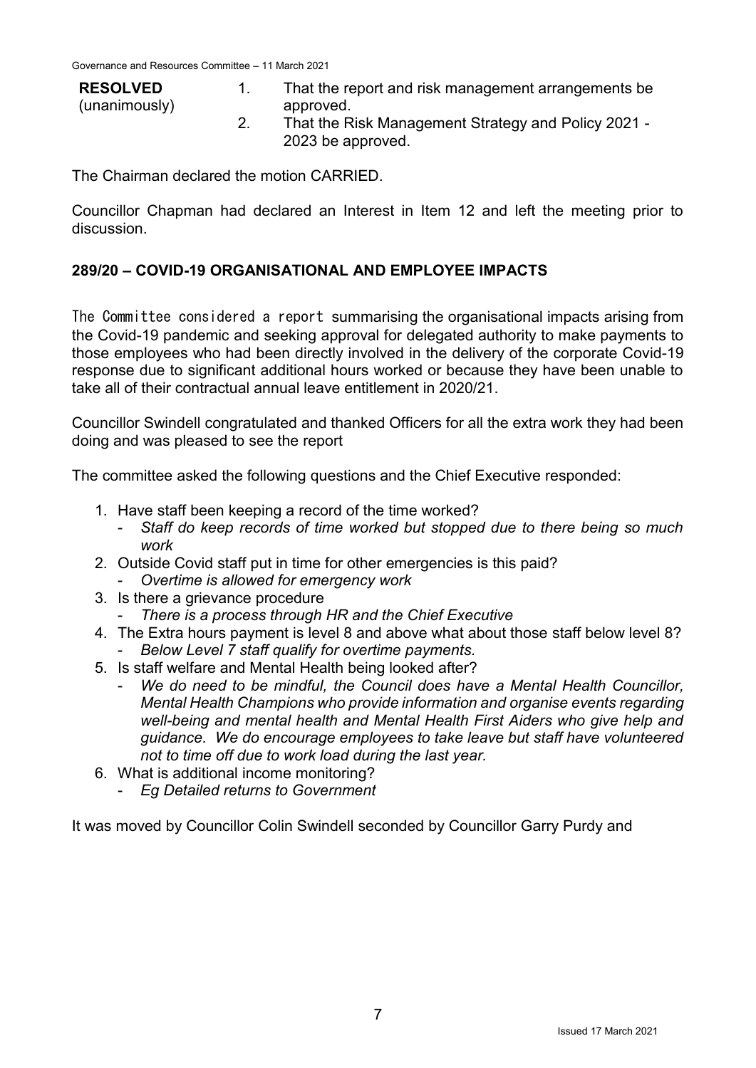**RESOLVED** (unanimously)

1. That the report and risk management arrangements be approved.
2. That the Risk Management Strategy and Policy 2021 - 2023 be approved.

The Chairman declared the motion CARRIED.

Councillor Chapman had declared an Interest in Item 12 and left the meeting prior to discussion.

## 289/20 – COVID-19 ORGANISATIONAL AND EMPLOYEE IMPACTS

The Committee considered a report summarising the organisational impacts arising from the Covid-19 pandemic and seeking approval for delegated authority to make payments to those employees who had been directly involved in the delivery of the corporate Covid-19 response due to significant additional hours worked or because they have been unable to take all of their contractual annual leave entitlement in 2020/21.

Councillor Swindell congratulated and thanked Officers for all the extra work they had been doing and was pleased to see the report

The committee asked the following questions and the Chief Executive responded:

1. Have staff been keeping a record of the time worked?
   - *Staff do keep records of time worked but stopped due to there being so much work*
2. Outside Covid staff put in time for other emergencies is this paid?
   - *Overtime is allowed for emergency work*
3. Is there a grievance procedure
   - *There is a process through HR and the Chief Executive*
4. The Extra hours payment is level 8 and above what about those staff below level 8?
   - *Below Level 7 staff qualify for overtime payments.*
5. Is staff welfare and Mental Health being looked after?
   - *We do need to be mindful, the Council does have a Mental Health Councillor, Mental Health Champions who provide information and organise events regarding well-being and mental health and Mental Health First Aiders who give help and guidance. We do encourage employees to take leave but staff have volunteered not to time off due to work load during the last year.*
6. What is additional income monitoring?
   - *Eg Detailed returns to Government*

It was moved by Councillor Colin Swindell seconded by Councillor Garry Purdy and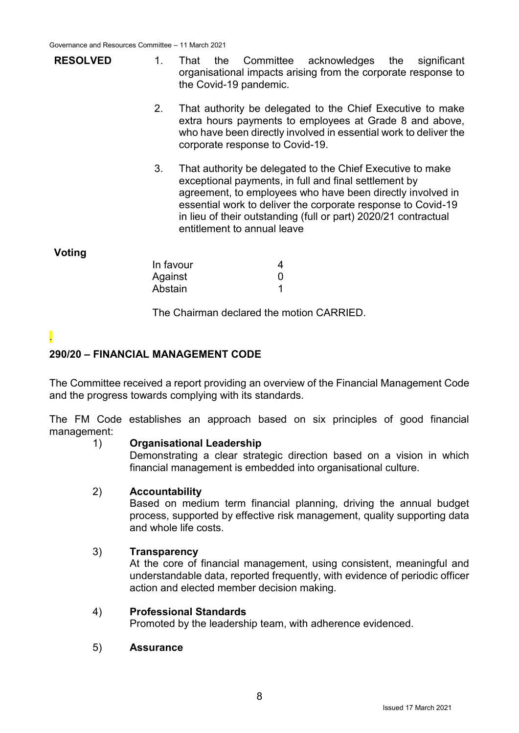**RESOLVED**

1. That the Committee acknowledges the significant organisational impacts arising from the corporate response to the Covid-19 pandemic.

2. That authority be delegated to the Chief Executive to make extra hours payments to employees at Grade 8 and above, who have been directly involved in essential work to deliver the corporate response to Covid-19.

3. That authority be delegated to the Chief Executive to make exceptional payments, in full and final settlement by agreement, to employees who have been directly involved in essential work to deliver the corporate response to Covid-19 in lieu of their outstanding (full or part) 2020/21 contractual entitlement to annual leave

**Voting**

| | |
|---|---|
| In favour | 4 |
| Against | 0 |
| Abstain | 1 |

The Chairman declared the motion CARRIED.

.

**290/20 – FINANCIAL MANAGEMENT CODE**

The Committee received a report providing an overview of the Financial Management Code and the progress towards complying with its standards.

The FM Code establishes an approach based on six principles of good financial management:

1) **Organisational Leadership**
   Demonstrating a clear strategic direction based on a vision in which financial management is embedded into organisational culture.

2) **Accountability**
   Based on medium term financial planning, driving the annual budget process, supported by effective risk management, quality supporting data and whole life costs.

3) **Transparency**
   At the core of financial management, using consistent, meaningful and understandable data, reported frequently, with evidence of periodic officer action and elected member decision making.

4) **Professional Standards**
   Promoted by the leadership team, with adherence evidenced.

5) **Assurance**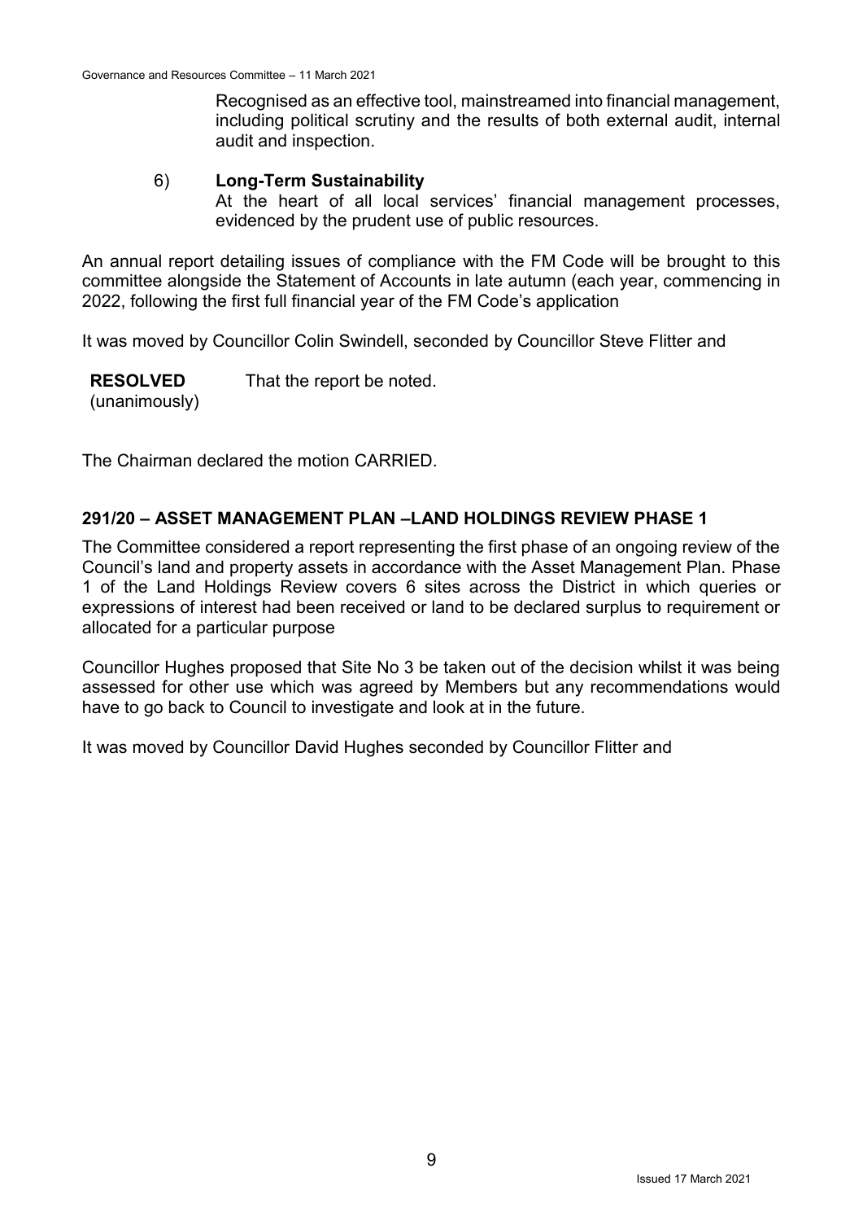Recognised as an effective tool, mainstreamed into financial management, including political scrutiny and the results of both external audit, internal audit and inspection.

6) **Long-Term Sustainability**
   At the heart of all local services' financial management processes, evidenced by the prudent use of public resources.

An annual report detailing issues of compliance with the FM Code will be brought to this committee alongside the Statement of Accounts in late autumn (each year, commencing in 2022, following the first full financial year of the FM Code's application

It was moved by Councillor Colin Swindell, seconded by Councillor Steve Flitter and

**RESOLVED** (unanimously) That the report be noted.

The Chairman declared the motion CARRIED.

## 291/20 – ASSET MANAGEMENT PLAN –LAND HOLDINGS REVIEW PHASE 1

The Committee considered a report representing the first phase of an ongoing review of the Council's land and property assets in accordance with the Asset Management Plan. Phase 1 of the Land Holdings Review covers 6 sites across the District in which queries or expressions of interest had been received or land to be declared surplus to requirement or allocated for a particular purpose

Councillor Hughes proposed that Site No 3 be taken out of the decision whilst it was being assessed for other use which was agreed by Members but any recommendations would have to go back to Council to investigate and look at in the future.

It was moved by Councillor David Hughes seconded by Councillor Flitter and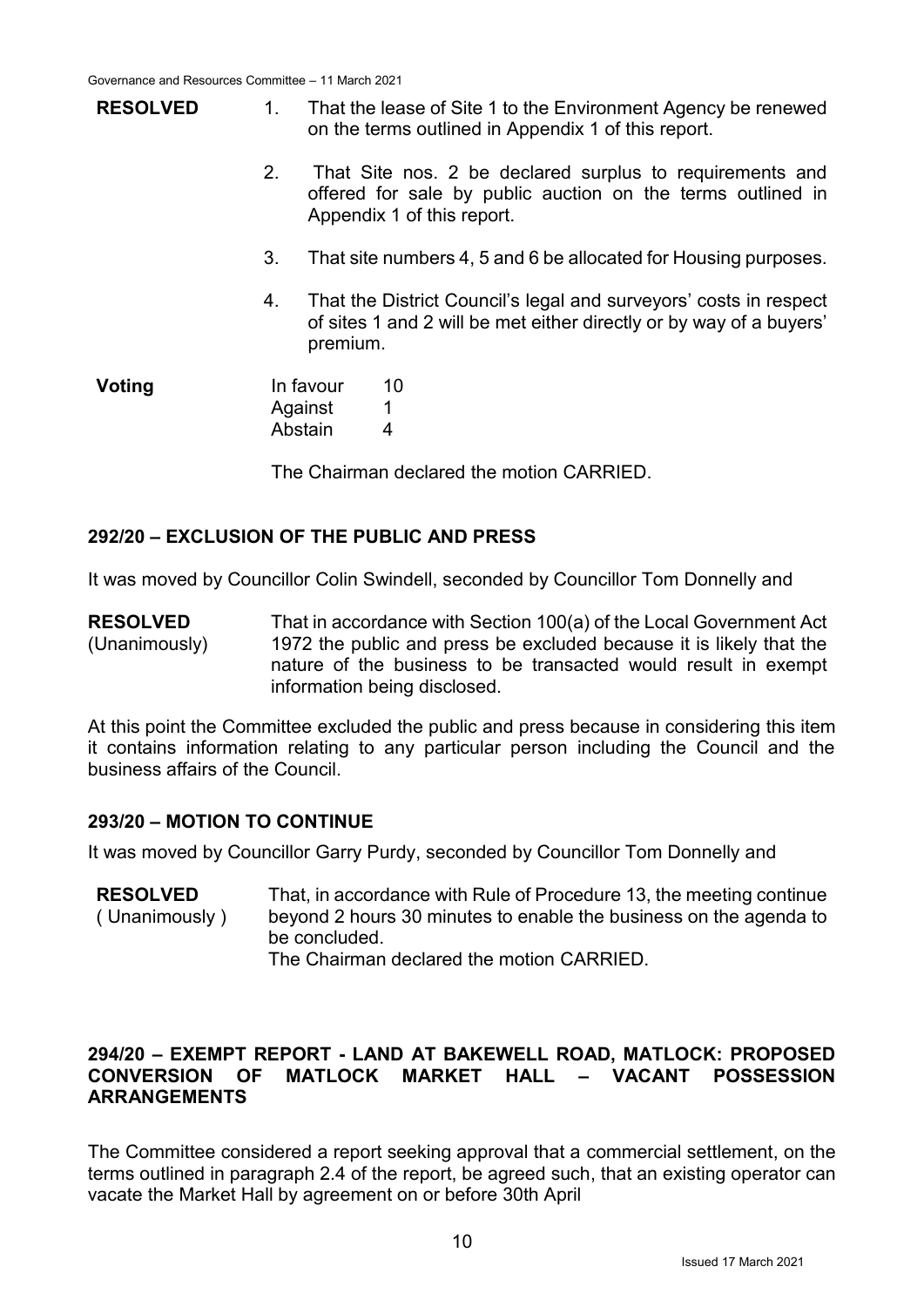**RESOLVED**

1. That the lease of Site 1 to the Environment Agency be renewed on the terms outlined in Appendix 1 of this report.
2. That Site nos. 2 be declared surplus to requirements and offered for sale by public auction on the terms outlined in Appendix 1 of this report.
3. That site numbers 4, 5 and 6 be allocated for Housing purposes.
4. That the District Council's legal and surveyors' costs in respect of sites 1 and 2 will be met either directly or by way of a buyers' premium.

**Voting**

| | |
|---|---|
| In favour | 10 |
| Against | 1 |
| Abstain | 4 |

The Chairman declared the motion CARRIED.

## 292/20 – EXCLUSION OF THE PUBLIC AND PRESS

It was moved by Councillor Colin Swindell, seconded by Councillor Tom Donnelly and

**RESOLVED** (Unanimously) That in accordance with Section 100(a) of the Local Government Act 1972 the public and press be excluded because it is likely that the nature of the business to be transacted would result in exempt information being disclosed.

At this point the Committee excluded the public and press because in considering this item it contains information relating to any particular person including the Council and the business affairs of the Council.

## 293/20 – MOTION TO CONTINUE

It was moved by Councillor Garry Purdy, seconded by Councillor Tom Donnelly and

**RESOLVED** ( Unanimously ) That, in accordance with Rule of Procedure 13, the meeting continue beyond 2 hours 30 minutes to enable the business on the agenda to be concluded.

The Chairman declared the motion CARRIED.

## 294/20 – EXEMPT REPORT - LAND AT BAKEWELL ROAD, MATLOCK: PROPOSED CONVERSION OF MATLOCK MARKET HALL – VACANT POSSESSION ARRANGEMENTS

The Committee considered a report seeking approval that a commercial settlement, on the terms outlined in paragraph 2.4 of the report, be agreed such, that an existing operator can vacate the Market Hall by agreement on or before 30th April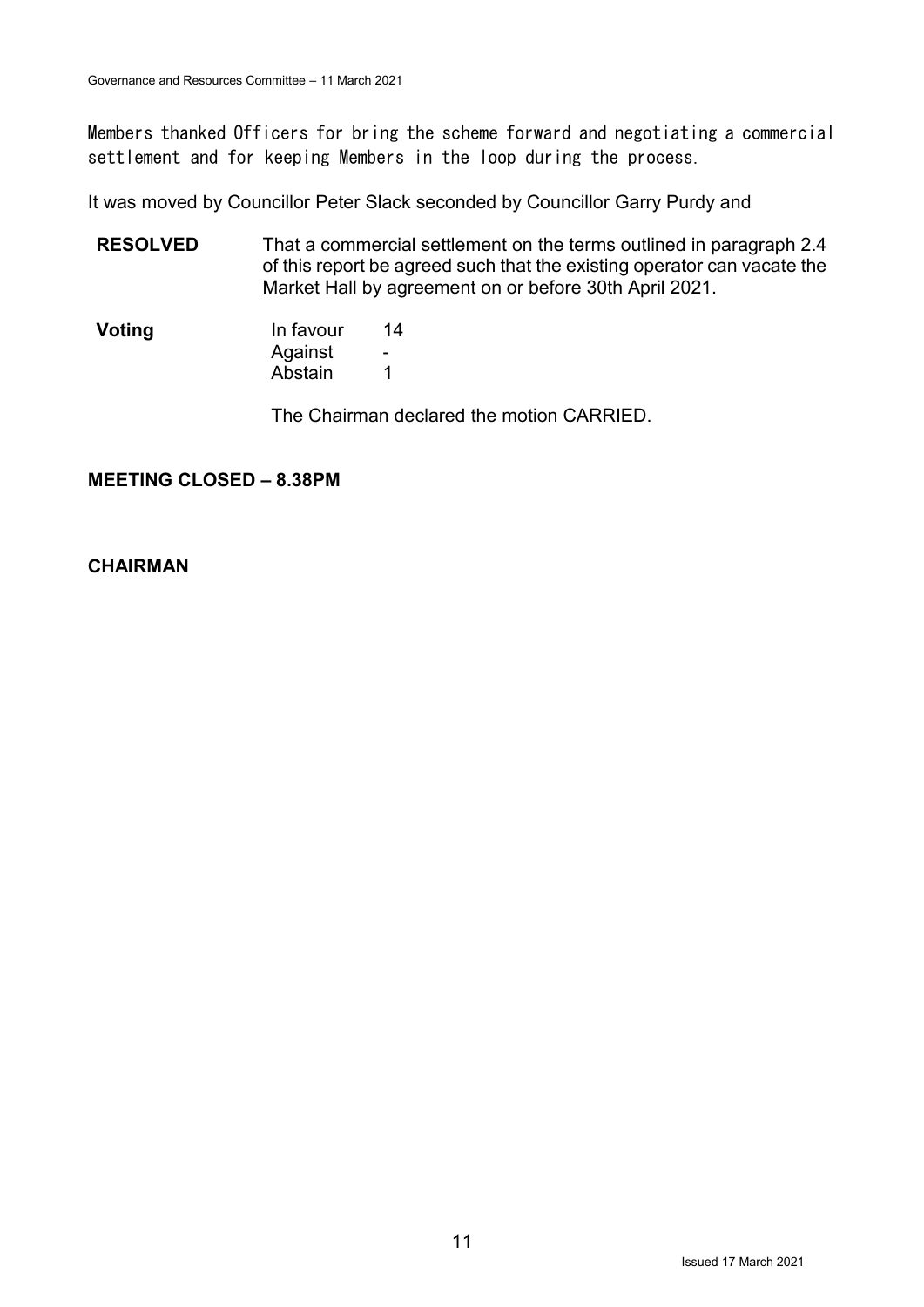Members thanked Officers for bring the scheme forward and negotiating a commercial settlement and for keeping Members in the loop during the process.

It was moved by Councillor Peter Slack seconded by Councillor Garry Purdy and

**RESOLVED** That a commercial settlement on the terms outlined in paragraph 2.4 of this report be agreed such that the existing operator can vacate the Market Hall by agreement on or before 30th April 2021.

| | | |
|---|---|---|
| **Voting** | In favour | 14 |
| | Against | - |
| | Abstain | 1 |

The Chairman declared the motion CARRIED.

**MEETING CLOSED – 8.38PM**

**CHAIRMAN**